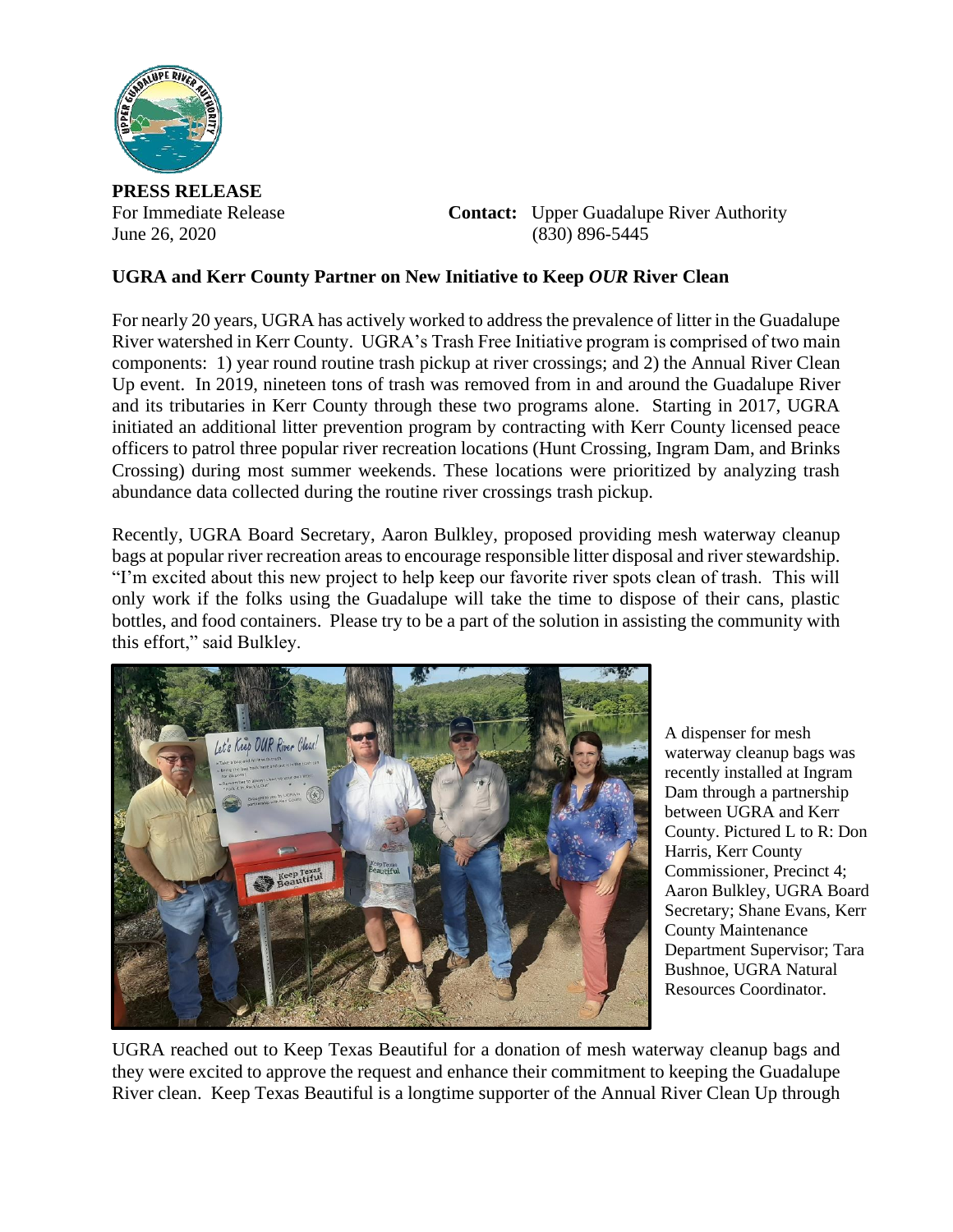**PRESS RELEASE**

For Immediate Release
June 26, 2020

**Contact:** Upper Guadalupe River Authority
(830) 896-5445

**UGRA and Kerr County Partner on New Initiative to Keep *OUR* River Clean**

For nearly 20 years, UGRA has actively worked to address the prevalence of litter in the Guadalupe River watershed in Kerr County. UGRA's Trash Free Initiative program is comprised of two main components: 1) year round routine trash pickup at river crossings; and 2) the Annual River Clean Up event. In 2019, nineteen tons of trash was removed from in and around the Guadalupe River and its tributaries in Kerr County through these two programs alone. Starting in 2017, UGRA initiated an additional litter prevention program by contracting with Kerr County licensed peace officers to patrol three popular river recreation locations (Hunt Crossing, Ingram Dam, and Brinks Crossing) during most summer weekends. These locations were prioritized by analyzing trash abundance data collected during the routine river crossings trash pickup.

Recently, UGRA Board Secretary, Aaron Bulkley, proposed providing mesh waterway cleanup bags at popular river recreation areas to encourage responsible litter disposal and river stewardship. "I'm excited about this new project to help keep our favorite river spots clean of trash. This will only work if the folks using the Guadalupe will take the time to dispose of their cans, plastic bottles, and food containers. Please try to be a part of the solution in assisting the community with this effort," said Bulkley.

A dispenser for mesh waterway cleanup bags was recently installed at Ingram Dam through a partnership between UGRA and Kerr County. Pictured L to R: Don Harris, Kerr County Commissioner, Precinct 4; Aaron Bulkley, UGRA Board Secretary; Shane Evans, Kerr County Maintenance Department Supervisor; Tara Bushnoe, UGRA Natural Resources Coordinator.

UGRA reached out to Keep Texas Beautiful for a donation of mesh waterway cleanup bags and they were excited to approve the request and enhance their commitment to keeping the Guadalupe River clean. Keep Texas Beautiful is a longtime supporter of the Annual River Clean Up through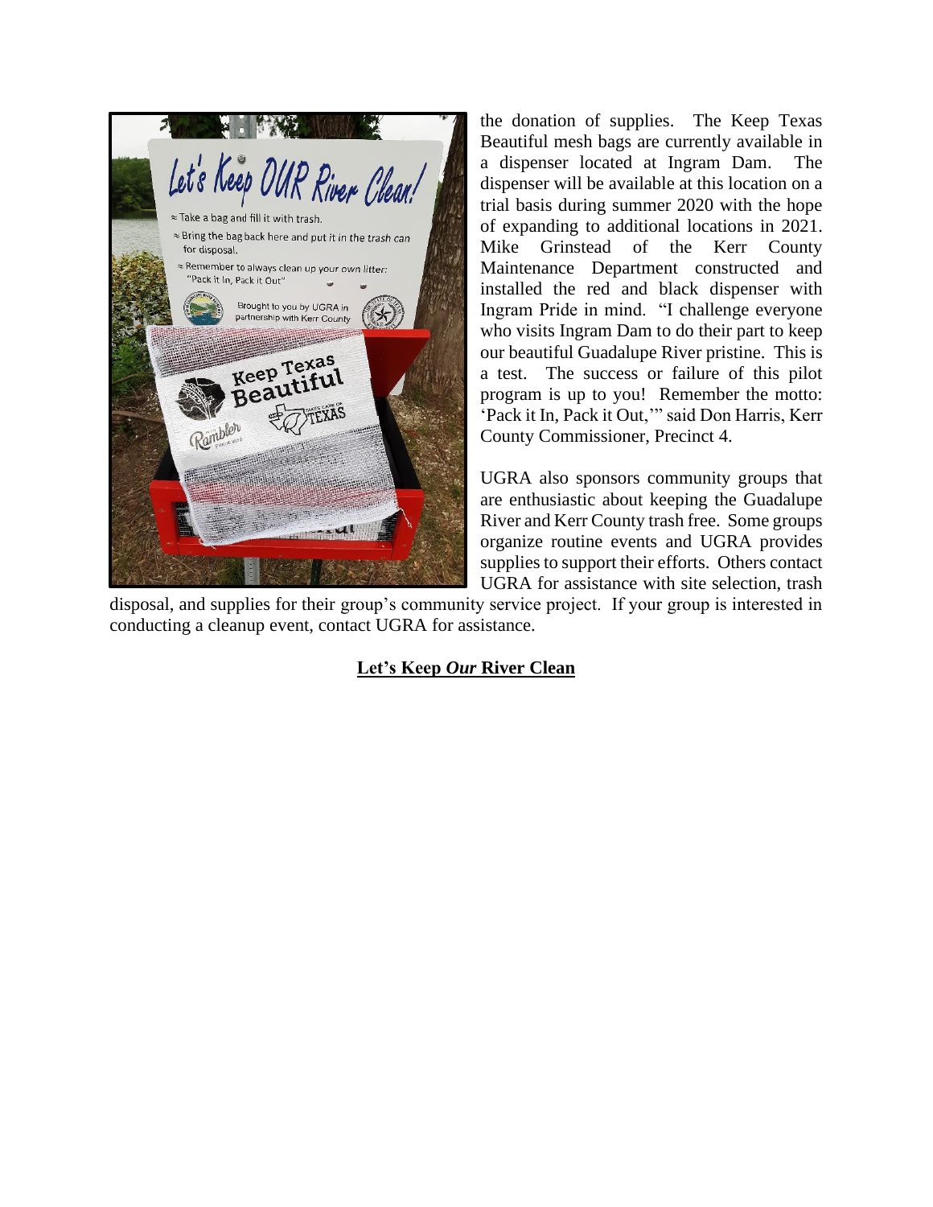the donation of supplies. The Keep Texas Beautiful mesh bags are currently available in a dispenser located at Ingram Dam. The dispenser will be available at this location on a trial basis during summer 2020 with the hope of expanding to additional locations in 2021. Mike Grinstead of the Kerr County Maintenance Department constructed and installed the red and black dispenser with Ingram Pride in mind. "I challenge everyone who visits Ingram Dam to do their part to keep our beautiful Guadalupe River pristine. This is a test. The success or failure of this pilot program is up to you! Remember the motto: 'Pack it In, Pack it Out,'" said Don Harris, Kerr County Commissioner, Precinct 4.

UGRA also sponsors community groups that are enthusiastic about keeping the Guadalupe River and Kerr County trash free. Some groups organize routine events and UGRA provides supplies to support their efforts. Others contact UGRA for assistance with site selection, trash disposal, and supplies for their group's community service project. If your group is interested in conducting a cleanup event, contact UGRA for assistance.

**Let's Keep *Our* River Clean**